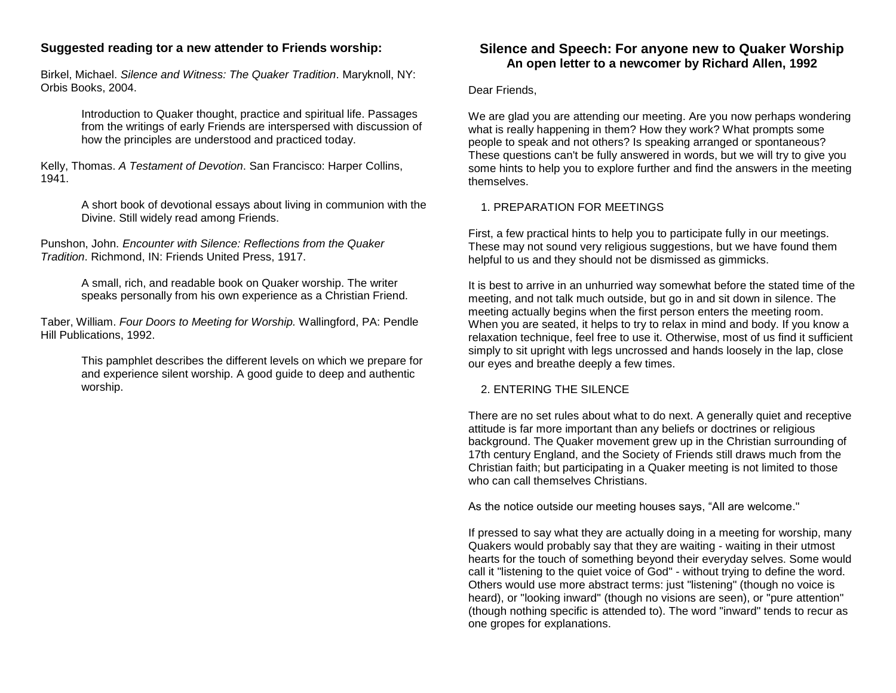## Suggested reading tor a new attender to Friends worship:

Birkel, Michael. *Silence and Witness: The Quaker Tradition*. Maryknoll, NY: Orbis Books, 2004.

> Introduction to Quaker thought, practice and spiritual life. Passages from the writings of early Friends are interspersed with discussion of how the principles are understood and practiced today.

Kelly, Thomas. *A Testament of Devotion*. San Francisco: Harper Collins, 1941.

> A short book of devotional essays about living in communion with the Divine. Still widely read among Friends.

Punshon, John. *Encounter with Silence: Reflections from the Quaker Tradition*. Richmond, IN: Friends United Press, 1917.

> A small, rich, and readable book on Quaker worship. The writer speaks personally from his own experience as a Christian Friend.

Taber, William. *Four Doors to Meeting for Worship.* Wallingford, PA: Pendle Hill Publications, 1992.

> This pamphlet describes the different levels on which we prepare for and experience silent worship. A good guide to deep and authentic worship.

# Silence and Speech: For anyone new to Quaker Worship

### An open letter to a newcomer by Richard Allen, 1992

Dear Friends,

We are glad you are attending our meeting. Are you now perhaps wondering what is really happening in them? How they work? What prompts some people to speak and not others? Is speaking arranged or spontaneous? These questions can't be fully answered in words, but we will try to give you some hints to help you to explore further and find the answers in the meeting themselves.

1. PREPARATION FOR MEETINGS

First, a few practical hints to help you to participate fully in our meetings. These may not sound very religious suggestions, but we have found them helpful to us and they should not be dismissed as gimmicks.

It is best to arrive in an unhurried way somewhat before the stated time of the meeting, and not talk much outside, but go in and sit down in silence. The meeting actually begins when the first person enters the meeting room. When you are seated, it helps to try to relax in mind and body. If you know a relaxation technique, feel free to use it. Otherwise, most of us find it sufficient simply to sit upright with legs uncrossed and hands loosely in the lap, close our eyes and breathe deeply a few times.

2. ENTERING THE SILENCE

There are no set rules about what to do next. A generally quiet and receptive attitude is far more important than any beliefs or doctrines or religious background. The Quaker movement grew up in the Christian surrounding of 17th century England, and the Society of Friends still draws much from the Christian faith; but participating in a Quaker meeting is not limited to those who can call themselves Christians.

As the notice outside our meeting houses says, “All are welcome."

If pressed to say what they are actually doing in a meeting for worship, many Quakers would probably say that they are waiting - waiting in their utmost hearts for the touch of something beyond their everyday selves. Some would call it "listening to the quiet voice of God" - without trying to define the word. Others would use more abstract terms: just "listening" (though no voice is heard), or "looking inward" (though no visions are seen), or "pure attention" (though nothing specific is attended to). The word "inward" tends to recur as one gropes for explanations.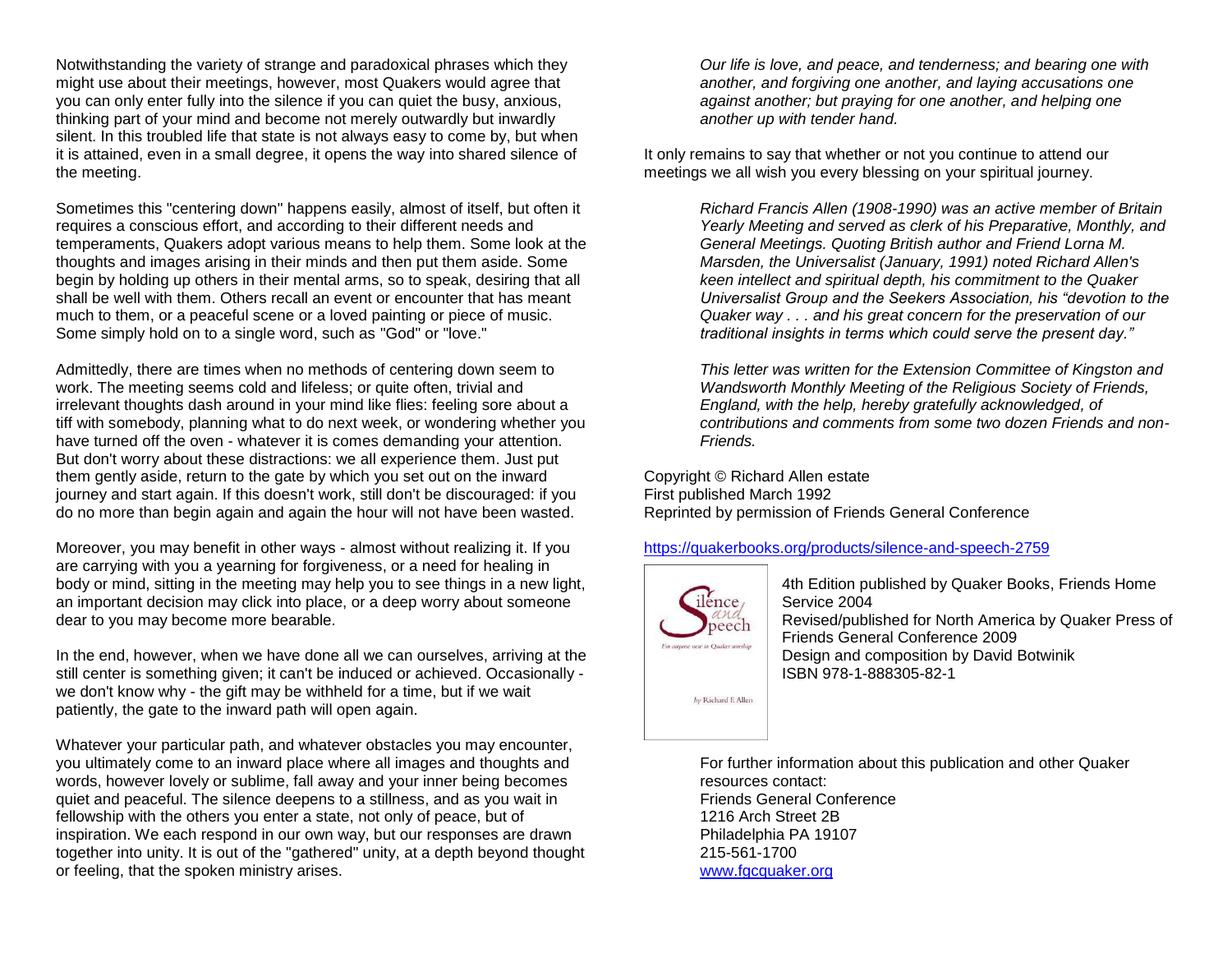Notwithstanding the variety of strange and paradoxical phrases which they might use about their meetings, however, most Quakers would agree that you can only enter fully into the silence if you can quiet the busy, anxious, thinking part of your mind and become not merely outwardly but inwardly silent. In this troubled life that state is not always easy to come by, but when it is attained, even in a small degree, it opens the way into shared silence of the meeting.

Sometimes this "centering down" happens easily, almost of itself, but often it requires a conscious effort, and according to their different needs and temperaments, Quakers adopt various means to help them. Some look at the thoughts and images arising in their minds and then put them aside. Some begin by holding up others in their mental arms, so to speak, desiring that all shall be well with them. Others recall an event or encounter that has meant much to them, or a peaceful scene or a loved painting or piece of music. Some simply hold on to a single word, such as "God" or "love."

Admittedly, there are times when no methods of centering down seem to work. The meeting seems cold and lifeless; or quite often, trivial and irrelevant thoughts dash around in your mind like flies: feeling sore about a tiff with somebody, planning what to do next week, or wondering whether you have turned off the oven - whatever it is comes demanding your attention. But don't worry about these distractions: we all experience them. Just put them gently aside, return to the gate by which you set out on the inward journey and start again. If this doesn't work, still don't be discouraged: if you do no more than begin again and again the hour will not have been wasted.

Moreover, you may benefit in other ways - almost without realizing it. If you are carrying with you a yearning for forgiveness, or a need for healing in body or mind, sitting in the meeting may help you to see things in a new light, an important decision may click into place, or a deep worry about someone dear to you may become more bearable.

In the end, however, when we have done all we can ourselves, arriving at the still center is something given; it can't be induced or achieved. Occasionally - we don't know why - the gift may be withheld for a time, but if we wait patiently, the gate to the inward path will open again.

Whatever your particular path, and whatever obstacles you may encounter, you ultimately come to an inward place where all images and thoughts and words, however lovely or sublime, fall away and your inner being becomes quiet and peaceful. The silence deepens to a stillness, and as you wait in fellowship with the others you enter a state, not only of peace, but of inspiration. We each respond in our own way, but our responses are drawn together into unity. It is out of the "gathered" unity, at a depth beyond thought or feeling, that the spoken ministry arises.

> *Our life is love, and peace, and tenderness; and bearing one with another, and forgiving one another, and laying accusations one against another; but praying for one another, and helping one another up with tender hand.*

It only remains to say that whether or not you continue to attend our meetings we all wish you every blessing on your spiritual journey.

> *Richard Francis Allen (1908-1990) was an active member of Britain Yearly Meeting and served as clerk of his Preparative, Monthly, and General Meetings. Quoting British author and Friend Lorna M. Marsden, the Universalist (January, 1991) noted Richard Allen's keen intellect and spiritual depth, his commitment to the Quaker Universalist Group and the Seekers Association, his "devotion to the Quaker way . . . and his great concern for the preservation of our traditional insights in terms which could serve the present day."*
>
> *This letter was written for the Extension Committee of Kingston and Wandsworth Monthly Meeting of the Religious Society of Friends, England, with the help, hereby gratefully acknowledged, of contributions and comments from some two dozen Friends and non-Friends.*

Copyright © Richard Allen estate
First published March 1992
Reprinted by permission of Friends General Conference

https://quakerbooks.org/products/silence-and-speech-2759

4th Edition published by Quaker Books, Friends Home Service 2004
Revised/published for North America by Quaker Press of Friends General Conference 2009
Design and composition by David Botwinik
ISBN 978-1-888305-82-1

For further information about this publication and other Quaker resources contact:
Friends General Conference
1216 Arch Street 2B
Philadelphia PA 19107
215-561-1700
www.fgcquaker.org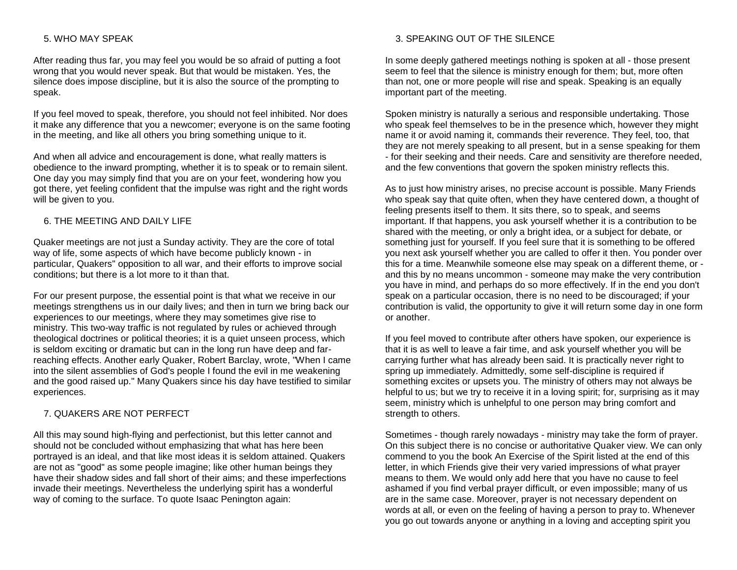## 5. WHO MAY SPEAK

After reading thus far, you may feel you would be so afraid of putting a foot wrong that you would never speak. But that would be mistaken. Yes, the silence does impose discipline, but it is also the source of the prompting to speak.

If you feel moved to speak, therefore, you should not feel inhibited. Nor does it make any difference that you a newcomer; everyone is on the same footing in the meeting, and like all others you bring something unique to it.

And when all advice and encouragement is done, what really matters is obedience to the inward prompting, whether it is to speak or to remain silent. One day you may simply find that you are on your feet, wondering how you got there, yet feeling confident that the impulse was right and the right words will be given to you.

## 6. THE MEETING AND DAILY LIFE

Quaker meetings are not just a Sunday activity. They are the core of total way of life, some aspects of which have become publicly known - in particular, Quakers" opposition to all war, and their efforts to improve social conditions; but there is a lot more to it than that.

For our present purpose, the essential point is that what we receive in our meetings strengthens us in our daily lives; and then in turn we bring back our experiences to our meetings, where they may sometimes give rise to ministry. This two-way traffic is not regulated by rules or achieved through theological doctrines or political theories; it is a quiet unseen process, which is seldom exciting or dramatic but can in the long run have deep and far-reaching effects. Another early Quaker, Robert Barclay, wrote, "When I came into the silent assemblies of God's people I found the evil in me weakening and the good raised up." Many Quakers since his day have testified to similar experiences.

## 7. QUAKERS ARE NOT PERFECT

All this may sound high-flying and perfectionist, but this letter cannot and should not be concluded without emphasizing that what has here been portrayed is an ideal, and that like most ideals it is seldom attained. Quakers are not as "good" as some people imagine; like other human beings they have their shadow sides and fall short of their aims; and these imperfections invade their meetings. Nevertheless the underlying spirit has a wonderful way of coming to the surface. To quote Isaac Penington again:

## 3. SPEAKING OUT OF THE SILENCE

In some deeply gathered meetings nothing is spoken at all - those present seem to feel that the silence is ministry enough for them; but, more often than not, one or more people will rise and speak. Speaking is an equally important part of the meeting.

Spoken ministry is naturally a serious and responsible undertaking. Those who speak feel themselves to be in the presence which, however they might name it or avoid naming it, commands their reverence. They feel, too, that they are not merely speaking to all present, but in a sense speaking for them - for their seeking and their needs. Care and sensitivity are therefore needed, and the few conventions that govern the spoken ministry reflects this.

As to just how ministry arises, no precise account is possible. Many Friends who speak say that quite often, when they have centered down, a thought of feeling presents itself to them. It sits there, so to speak, and seems important. If that happens, you ask yourself whether it is a contribution to be shared with the meeting, or only a bright idea, or a subject for debate, or something just for yourself. If you feel sure that it is something to be offered you next ask yourself whether you are called to offer it then. You ponder over this for a time. Meanwhile someone else may speak on a different theme, or - and this by no means uncommon - someone may make the very contribution you have in mind, and perhaps do so more effectively. If in the end you don't speak on a particular occasion, there is no need to be discouraged; if your contribution is valid, the opportunity to give it will return some day in one form or another.

If you feel moved to contribute after others have spoken, our experience is that it is as well to leave a fair time, and ask yourself whether you will be carrying further what has already been said. It is practically never right to spring up immediately. Admittedly, some self-discipline is required if something excites or upsets you. The ministry of others may not always be helpful to us; but we try to receive it in a loving spirit; for, surprising as it may seem, ministry which is unhelpful to one person may bring comfort and strength to others.

Sometimes - though rarely nowadays - ministry may take the form of prayer. On this subject there is no concise or authoritative Quaker view. We can only commend to you the book An Exercise of the Spirit listed at the end of this letter, in which Friends give their very varied impressions of what prayer means to them. We would only add here that you have no cause to feel ashamed if you find verbal prayer difficult, or even impossible; many of us are in the same case. Moreover, prayer is not necessary dependent on words at all, or even on the feeling of having a person to pray to. Whenever you go out towards anyone or anything in a loving and accepting spirit you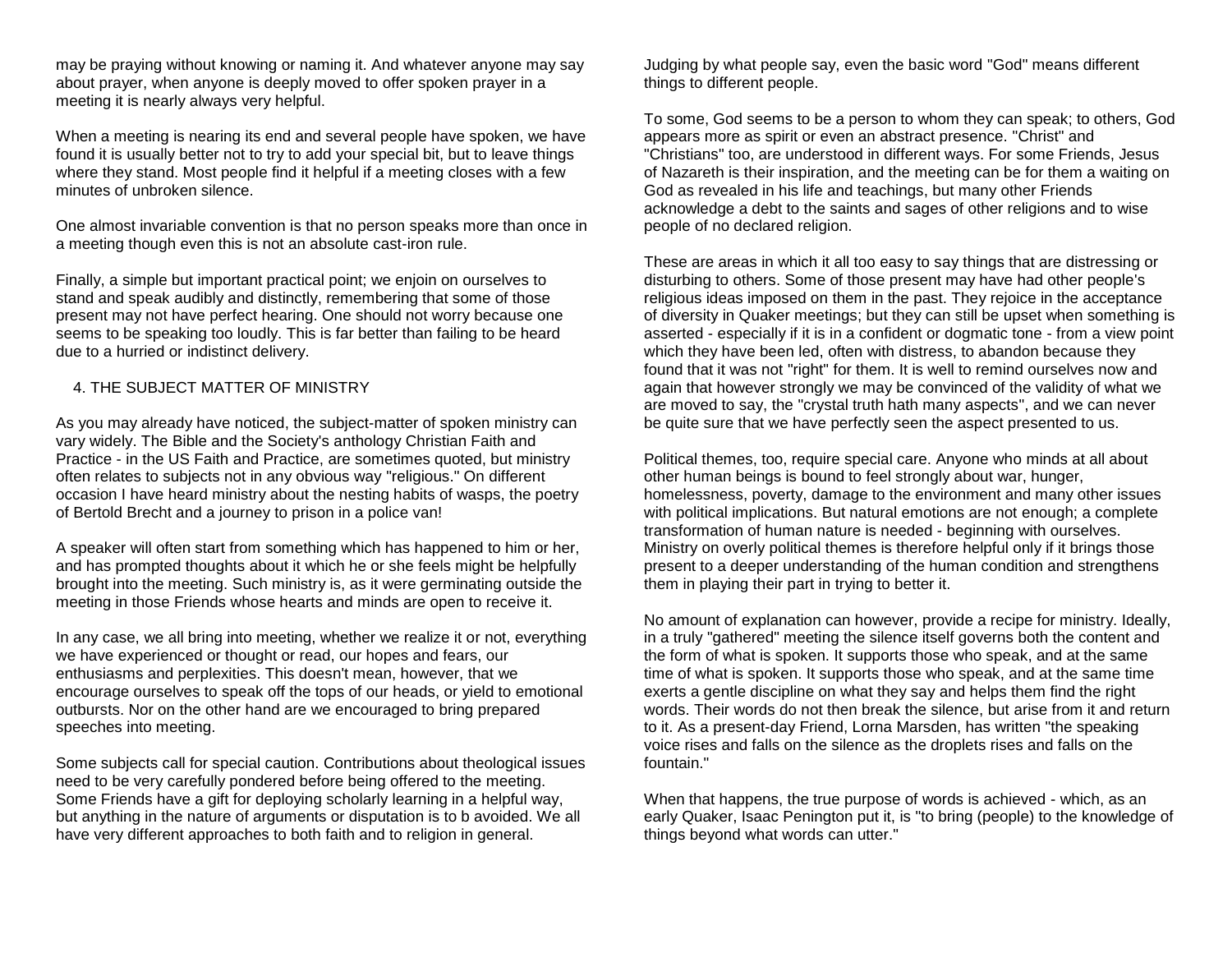may be praying without knowing or naming it. And whatever anyone may say about prayer, when anyone is deeply moved to offer spoken prayer in a meeting it is nearly always very helpful.

When a meeting is nearing its end and several people have spoken, we have found it is usually better not to try to add your special bit, but to leave things where they stand. Most people find it helpful if a meeting closes with a few minutes of unbroken silence.

One almost invariable convention is that no person speaks more than once in a meeting though even this is not an absolute cast-iron rule.

Finally, a simple but important practical point; we enjoin on ourselves to stand and speak audibly and distinctly, remembering that some of those present may not have perfect hearing. One should not worry because one seems to be speaking too loudly. This is far better than failing to be heard due to a hurried or indistinct delivery.

## 4. THE SUBJECT MATTER OF MINISTRY

As you may already have noticed, the subject-matter of spoken ministry can vary widely. The Bible and the Society's anthology Christian Faith and Practice - in the US Faith and Practice, are sometimes quoted, but ministry often relates to subjects not in any obvious way "religious." On different occasion I have heard ministry about the nesting habits of wasps, the poetry of Bertold Brecht and a journey to prison in a police van!

A speaker will often start from something which has happened to him or her, and has prompted thoughts about it which he or she feels might be helpfully brought into the meeting. Such ministry is, as it were germinating outside the meeting in those Friends whose hearts and minds are open to receive it.

In any case, we all bring into meeting, whether we realize it or not, everything we have experienced or thought or read, our hopes and fears, our enthusiasms and perplexities. This doesn't mean, however, that we encourage ourselves to speak off the tops of our heads, or yield to emotional outbursts. Nor on the other hand are we encouraged to bring prepared speeches into meeting.

Some subjects call for special caution. Contributions about theological issues need to be very carefully pondered before being offered to the meeting. Some Friends have a gift for deploying scholarly learning in a helpful way, but anything in the nature of arguments or disputation is to b avoided. We all have very different approaches to both faith and to religion in general.

Judging by what people say, even the basic word "God" means different things to different people.

To some, God seems to be a person to whom they can speak; to others, God appears more as spirit or even an abstract presence. "Christ" and "Christians" too, are understood in different ways. For some Friends, Jesus of Nazareth is their inspiration, and the meeting can be for them a waiting on God as revealed in his life and teachings, but many other Friends acknowledge a debt to the saints and sages of other religions and to wise people of no declared religion.

These are areas in which it all too easy to say things that are distressing or disturbing to others. Some of those present may have had other people's religious ideas imposed on them in the past. They rejoice in the acceptance of diversity in Quaker meetings; but they can still be upset when something is asserted - especially if it is in a confident or dogmatic tone - from a view point which they have been led, often with distress, to abandon because they found that it was not "right" for them. It is well to remind ourselves now and again that however strongly we may be convinced of the validity of what we are moved to say, the "crystal truth hath many aspects", and we can never be quite sure that we have perfectly seen the aspect presented to us.

Political themes, too, require special care. Anyone who minds at all about other human beings is bound to feel strongly about war, hunger, homelessness, poverty, damage to the environment and many other issues with political implications. But natural emotions are not enough; a complete transformation of human nature is needed - beginning with ourselves. Ministry on overly political themes is therefore helpful only if it brings those present to a deeper understanding of the human condition and strengthens them in playing their part in trying to better it.

No amount of explanation can however, provide a recipe for ministry. Ideally, in a truly "gathered" meeting the silence itself governs both the content and the form of what is spoken. It supports those who speak, and at the same time of what is spoken. It supports those who speak, and at the same time exerts a gentle discipline on what they say and helps them find the right words. Their words do not then break the silence, but arise from it and return to it. As a present-day Friend, Lorna Marsden, has written "the speaking voice rises and falls on the silence as the droplets rises and falls on the fountain."

When that happens, the true purpose of words is achieved - which, as an early Quaker, Isaac Penington put it, is "to bring (people) to the knowledge of things beyond what words can utter."